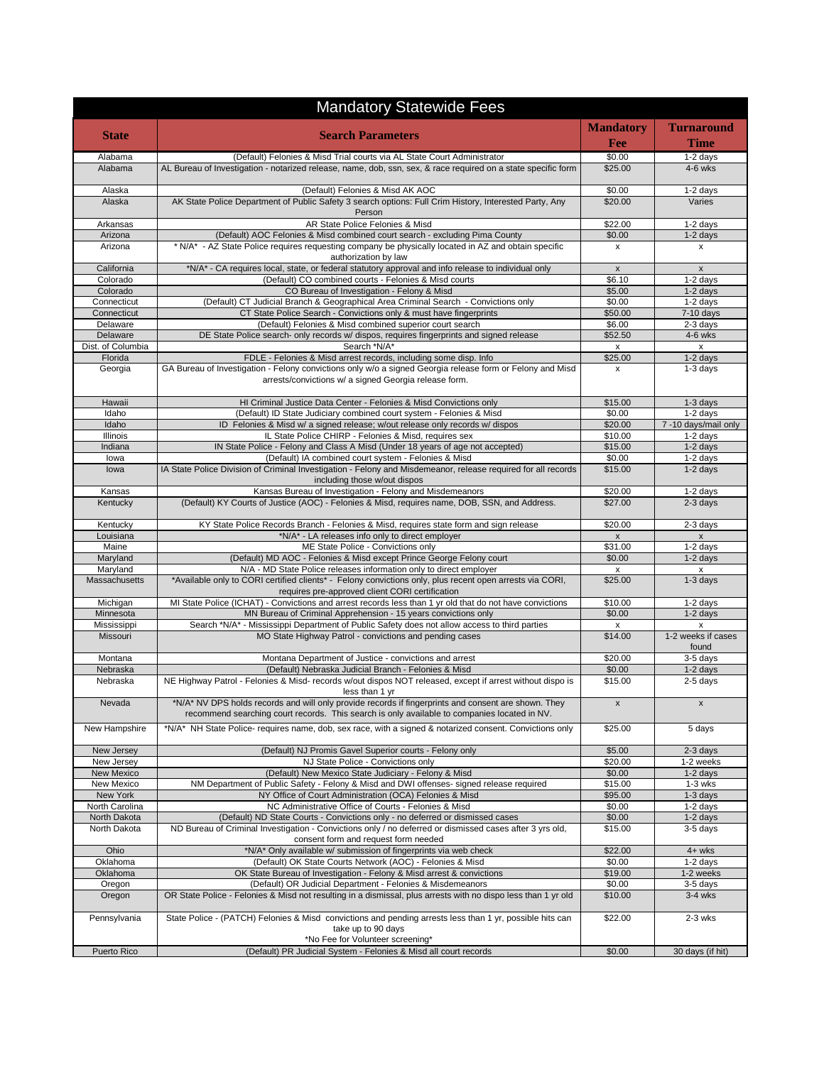# Mandatory Statewide Fees

| State | Search Parameters | Mandatory Fee | Turnaround Time |
|---|---|---|---|
| Alabama | (Default) Felonies & Misd Trial courts via AL State Court Administrator | $0.00 | 1-2 days |
| Alabama | AL Bureau of Investigation - notarized release, name, dob, ssn, sex, & race required on a state specific form | $25.00 | 4-6 wks |
| Alaska | (Default) Felonies & Misd AK AOC | $0.00 | 1-2 days |
| Alaska | AK State Police Department of Public Safety 3 search options: Full Crim History, Interested Party, Any Person | $20.00 | Varies |
| Arkansas | AR State Police Felonies & Misd | $22.00 | 1-2 days |
| Arizona | (Default) AOC Felonies & Misd combined court search - excluding Pima County | $0.00 | 1-2 days |
| Arizona | * N/A* - AZ State Police requires requesting company be physically located in AZ and obtain specific authorization by law | x | x |
| California | *N/A* - CA requires local, state, or federal statutory approval and info release to individual only | x | x |
| Colorado | (Default) CO combined courts - Felonies & Misd courts | $6.10 | 1-2 days |
| Colorado | CO Bureau of Investigation - Felony & Misd | $5.00 | 1-2 days |
| Connecticut | (Default) CT Judicial Branch & Geographical Area Criminal Search - Convictions only | $0.00 | 1-2 days |
| Connecticut | CT State Police Search - Convictions only & must have fingerprints | $50.00 | 7-10 days |
| Delaware | (Default) Felonies & Misd combined superior court search | $6.00 | 2-3 days |
| Delaware | DE State Police search- only records w/ dispos, requires fingerprints and signed release | $52.50 | 4-6 wks |
| Dist. of Columbia | Search *N/A* | x | x |
| Florida | FDLE - Felonies & Misd arrest records, including some disp. Info | $25.00 | 1-2 days |
| Georgia | GA Bureau of Investigation - Felony convictions only w/o a signed Georgia release form or Felony and Misd arrests/convictions w/ a signed Georgia release form. | x | 1-3 days |
| Hawaii | HI Criminal Justice Data Center - Felonies & Misd Convictions only | $15.00 | 1-3 days |
| Idaho | (Default) ID State Judiciary combined court system - Felonies & Misd | $0.00 | 1-2 days |
| Idaho | ID Felonies & Misd w/ a signed release; w/out release only records w/ dispos | $20.00 | 7 -10 days/mail only |
| Illinois | IL State Police CHIRP - Felonies & Misd, requires sex | $10.00 | 1-2 days |
| Indiana | IN State Police - Felony and Class A Misd (Under 18 years of age not accepted) | $15.00 | 1-2 days |
| Iowa | (Default) IA combined court system - Felonies & Misd | $0.00 | 1-2 days |
| Iowa | IA State Police Division of Criminal Investigation - Felony and Misdemeanor, release required for all records including those w/out dispos | $15.00 | 1-2 days |
| Kansas | Kansas Bureau of Investigation - Felony and Misdemeanors | $20.00 | 1-2 days |
| Kentucky | (Default) KY Courts of Justice (AOC) - Felonies & Misd, requires name, DOB, SSN, and Address. | $27.00 | 2-3 days |
| Kentucky | KY State Police Records Branch - Felonies & Misd, requires state form and sign release | $20.00 | 2-3 days |
| Louisiana | *N/A* - LA releases info only to direct employer | x | x |
| Maine | ME State Police - Convictions only | $31.00 | 1-2 days |
| Maryland | (Default) MD AOC - Felonies & Misd except Prince George Felony court | $0.00 | 1-2 days |
| Maryland | N/A - MD State Police releases information only to direct employer | x | x |
| Massachusetts | *Available only to CORI certified clients* - Felony convictions only, plus recent open arrests via CORI, requires pre-approved client CORI certification | $25.00 | 1-3 days |
| Michigan | MI State Police (ICHAT) - Convictions and arrest records less than 1 yr old that do not have convictions | $10.00 | 1-2 days |
| Minnesota | MN Bureau of Criminal Apprehension - 15 years convictions only | $0.00 | 1-2 days |
| Mississippi | Search *N/A* - Mississippi Department of Public Safety does not allow access to third parties | x | x |
| Missouri | MO State Highway Patrol - convictions and pending cases | $14.00 | 1-2 weeks if cases found |
| Montana | Montana Department of Justice - convictions and arrest | $20.00 | 3-5 days |
| Nebraska | (Default) Nebraska Judicial Branch - Felonies & Misd | $0.00 | 1-2 days |
| Nebraska | NE Highway Patrol - Felonies & Misd- records w/out dispos NOT released, except if arrest without dispo is less than 1 yr | $15.00 | 2-5 days |
| Nevada | *N/A* NV DPS holds records and will only provide records if fingerprints and consent are shown. They recommend searching court records. This search is only available to companies located in NV. | x | x |
| New Hampshire | *N/A* NH State Police- requires name, dob, sex race, with a signed & notarized consent. Convictions only | $25.00 | 5 days |
| New Jersey | (Default) NJ Promis Gavel Superior courts - Felony only | $5.00 | 2-3 days |
| New Jersey | NJ State Police - Convictions only | $20.00 | 1-2 weeks |
| New Mexico | (Default) New Mexico State Judiciary - Felony & Misd | $0.00 | 1-2 days |
| New Mexico | NM Department of Public Safety - Felony & Misd and DWI offenses- signed release required | $15.00 | 1-3 wks |
| New York | NY Office of Court Administration (OCA) Felonies & Misd | $95.00 | 1-3 days |
| North Carolina | NC Administrative Office of Courts - Felonies & Misd | $0.00 | 1-2 days |
| North Dakota | (Default) ND State Courts - Convictions only - no deferred or dismissed cases | $0.00 | 1-2 days |
| North Dakota | ND Bureau of Criminal Investigation - Convictions only / no deferred or dismissed cases after 3 yrs old, consent form and request form needed | $15.00 | 3-5 days |
| Ohio | *N/A* Only available w/ submission of fingerprints via web check | $22.00 | 4+ wks |
| Oklahoma | (Default) OK State Courts Network (AOC) - Felonies & Misd | $0.00 | 1-2 days |
| Oklahoma | OK State Bureau of Investigation - Felony & Misd arrest & convictions | $19.00 | 1-2 weeks |
| Oregon | (Default) OR Judicial Department - Felonies & Misdemeanors | $0.00 | 3-5 days |
| Oregon | OR State Police - Felonies & Misd not resulting in a dismissal, plus arrests with no dispo less than 1 yr old | $10.00 | 3-4 wks |
| Pennsylvania | State Police - (PATCH) Felonies & Misd convictions and pending arrests less than 1 yr, possible hits can take up to 90 days *No Fee for Volunteer screening* | $22.00 | 2-3 wks |
| Puerto Rico | (Default) PR Judicial System - Felonies & Misd all court records | $0.00 | 30 days (if hit) |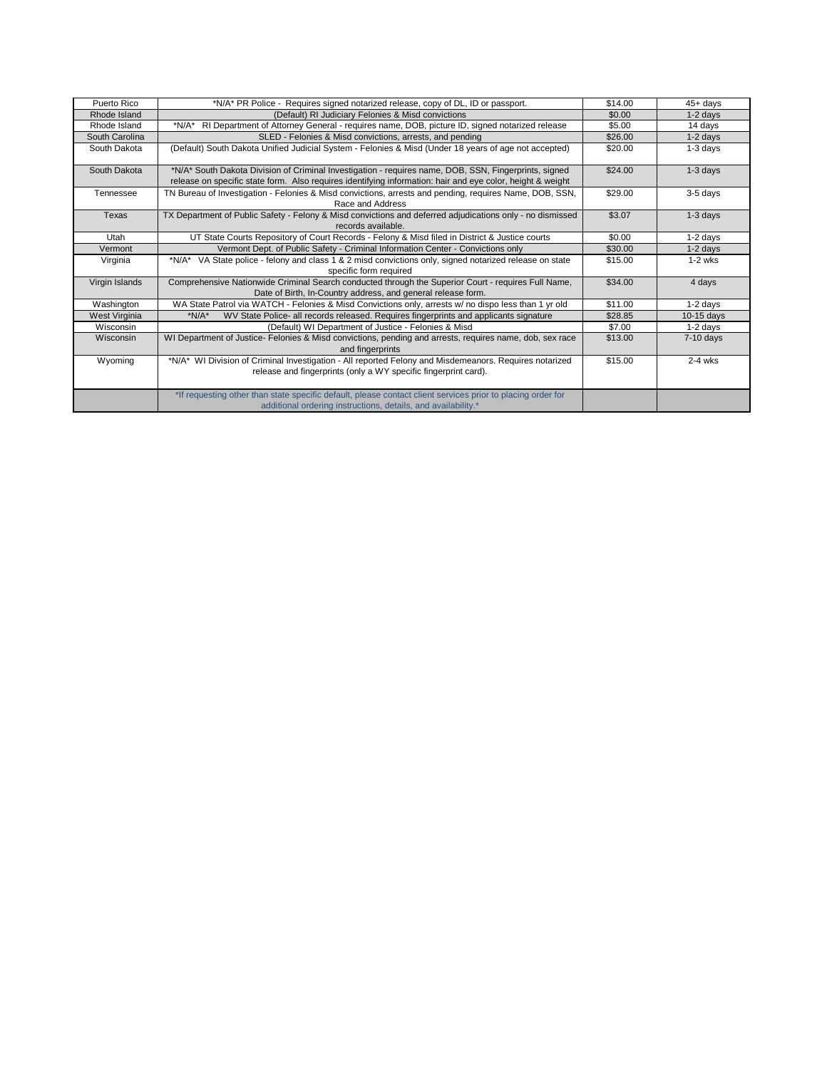| | | | |
|---|---|---|---|
| Puerto Rico | *N/A* PR Police - Requires signed notarized release, copy of DL, ID or passport. | $14.00 | 45+ days |
| Rhode Island | (Default) RI Judiciary Felonies & Misd convictions | $0.00 | 1-2 days |
| Rhode Island | *N/A* RI Department of Attorney General - requires name, DOB, picture ID, signed notarized release | $5.00 | 14 days |
| South Carolina | SLED - Felonies & Misd convictions, arrests, and pending | $26.00 | 1-2 days |
| South Dakota | (Default) South Dakota Unified Judicial System - Felonies & Misd (Under 18 years of age not accepted) | $20.00 | 1-3 days |
| South Dakota | *N/A* South Dakota Division of Criminal Investigation - requires name, DOB, SSN, Fingerprints, signed release on specific state form. Also requires identifying information: hair and eye color, height & weight | $24.00 | 1-3 days |
| Tennessee | TN Bureau of Investigation - Felonies & Misd convictions, arrests and pending, requires Name, DOB, SSN, Race and Address | $29.00 | 3-5 days |
| Texas | TX Department of Public Safety - Felony & Misd convictions and deferred adjudications only - no dismissed records available. | $3.07 | 1-3 days |
| Utah | UT State Courts Repository of Court Records - Felony & Misd filed in District & Justice courts | $0.00 | 1-2 days |
| Vermont | Vermont Dept. of Public Safety - Criminal Information Center - Convictions only | $30.00 | 1-2 days |
| Virginia | *N/A* VA State police - felony and class 1 & 2 misd convictions only, signed notarized release on state specific form required | $15.00 | 1-2 wks |
| Virgin Islands | Comprehensive Nationwide Criminal Search conducted through the Superior Court - requires Full Name, Date of Birth, In-Country address, and general release form. | $34.00 | 4 days |
| Washington | WA State Patrol via WATCH - Felonies & Misd Convictions only, arrests w/ no dispo less than 1 yr old | $11.00 | 1-2 days |
| West Virginia | *N/A* WV State Police- all records released. Requires fingerprints and applicants signature | $28.85 | 10-15 days |
| Wisconsin | (Default) WI Department of Justice - Felonies & Misd | $7.00 | 1-2 days |
| Wisconsin | WI Department of Justice- Felonies & Misd convictions, pending and arrests, requires name, dob, sex race and fingerprints | $13.00 | 7-10 days |
| Wyoming | *N/A* WI Division of Criminal Investigation - All reported Felony and Misdemeanors. Requires notarized release and fingerprints (only a WY specific fingerprint card). | $15.00 | 2-4 wks |
| | *If requesting other than state specific default, please contact client services prior to placing order for additional ordering instructions, details, and availability.* | | |